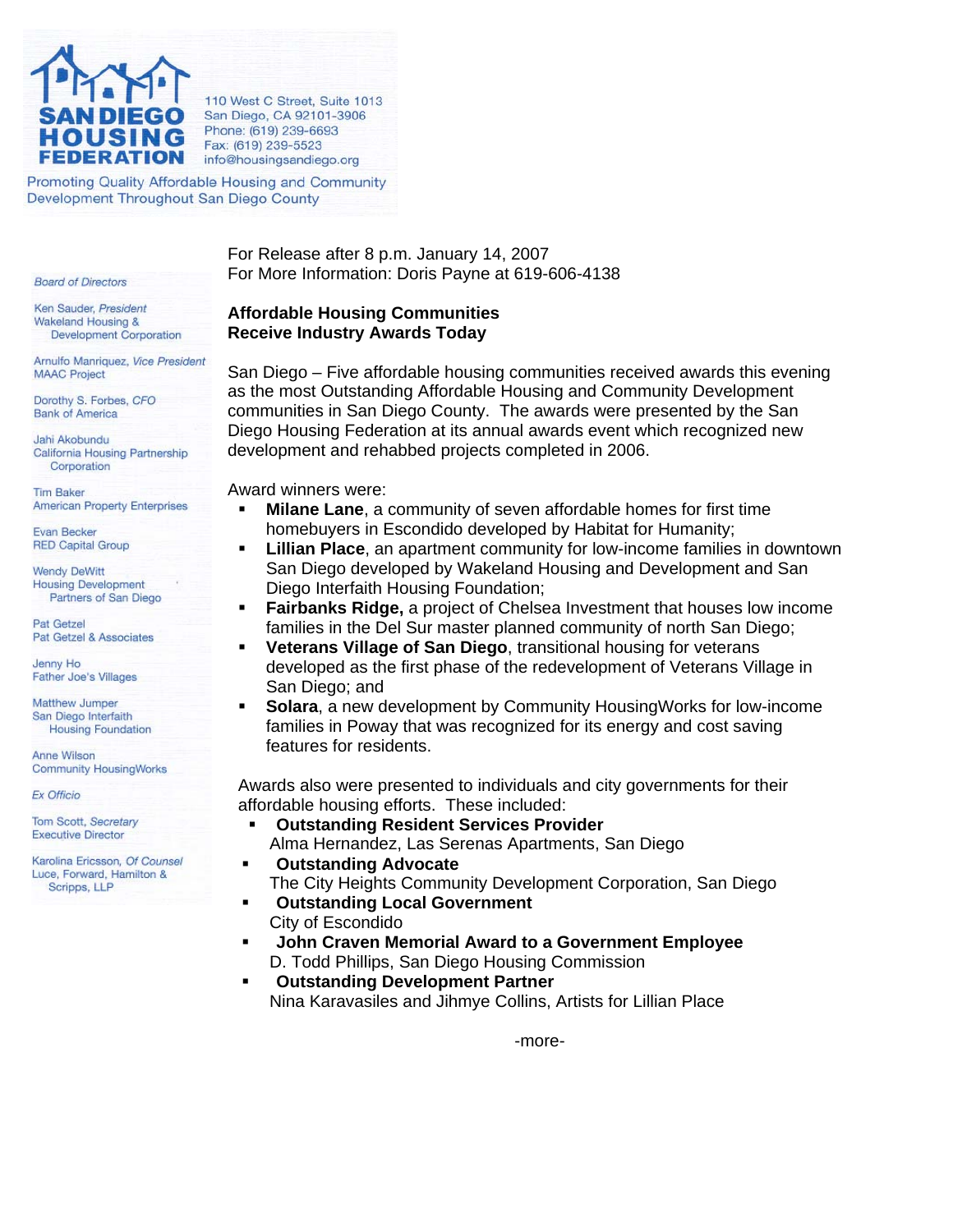**SAN DIEGO HOUSING FEDERATION**

110 West C Street, Suite 1013
San Diego, CA 92101-3906
Phone: (619) 239-6693
Fax: (619) 239-5523
info@housingsandiego.org

Promoting Quality Affordable Housing and Community Development Throughout San Diego County

*Board of Directors*

Ken Sauder, *President*
Wakeland Housing & Development Corporation

Arnulfo Manriquez, *Vice President*
MAAC Project

Dorothy S. Forbes, *CFO*
Bank of America

Jahi Akobundu
California Housing Partnership Corporation

Tim Baker
American Property Enterprises

Evan Becker
RED Capital Group

Wendy DeWitt
Housing Development Partners of San Diego

Pat Getzel
Pat Getzel & Associates

Jenny Ho
Father Joe's Villages

Matthew Jumper
San Diego Interfaith Housing Foundation

Anne Wilson
Community HousingWorks

*Ex Officio*

Tom Scott, *Secretary*
Executive Director

Karolina Ericsson, *Of Counsel*
Luce, Forward, Hamilton & Scripps, LLP

For Release after 8 p.m. January 14, 2007
For More Information: Doris Payne at 619-606-4138

**Affordable Housing Communities**
**Receive Industry Awards Today**

San Diego – Five affordable housing communities received awards this evening as the most Outstanding Affordable Housing and Community Development communities in San Diego County. The awards were presented by the San Diego Housing Federation at its annual awards event which recognized new development and rehabbed projects completed in 2006.

Award winners were:

- **Milane Lane**, a community of seven affordable homes for first time homebuyers in Escondido developed by Habitat for Humanity;
- **Lillian Place**, an apartment community for low-income families in downtown San Diego developed by Wakeland Housing and Development and San Diego Interfaith Housing Foundation;
- **Fairbanks Ridge,** a project of Chelsea Investment that houses low income families in the Del Sur master planned community of north San Diego;
- **Veterans Village of San Diego**, transitional housing for veterans developed as the first phase of the redevelopment of Veterans Village in San Diego; and
- **Solara**, a new development by Community HousingWorks for low-income families in Poway that was recognized for its energy and cost saving features for residents.

Awards also were presented to individuals and city governments for their affordable housing efforts. These included:

- **Outstanding Resident Services Provider**
  Alma Hernandez, Las Serenas Apartments, San Diego
- **Outstanding Advocate**
  The City Heights Community Development Corporation, San Diego
- **Outstanding Local Government**
  City of Escondido
- **John Craven Memorial Award to a Government Employee**
  D. Todd Phillips, San Diego Housing Commission
- **Outstanding Development Partner**
  Nina Karavasiles and Jihmye Collins, Artists for Lillian Place

-more-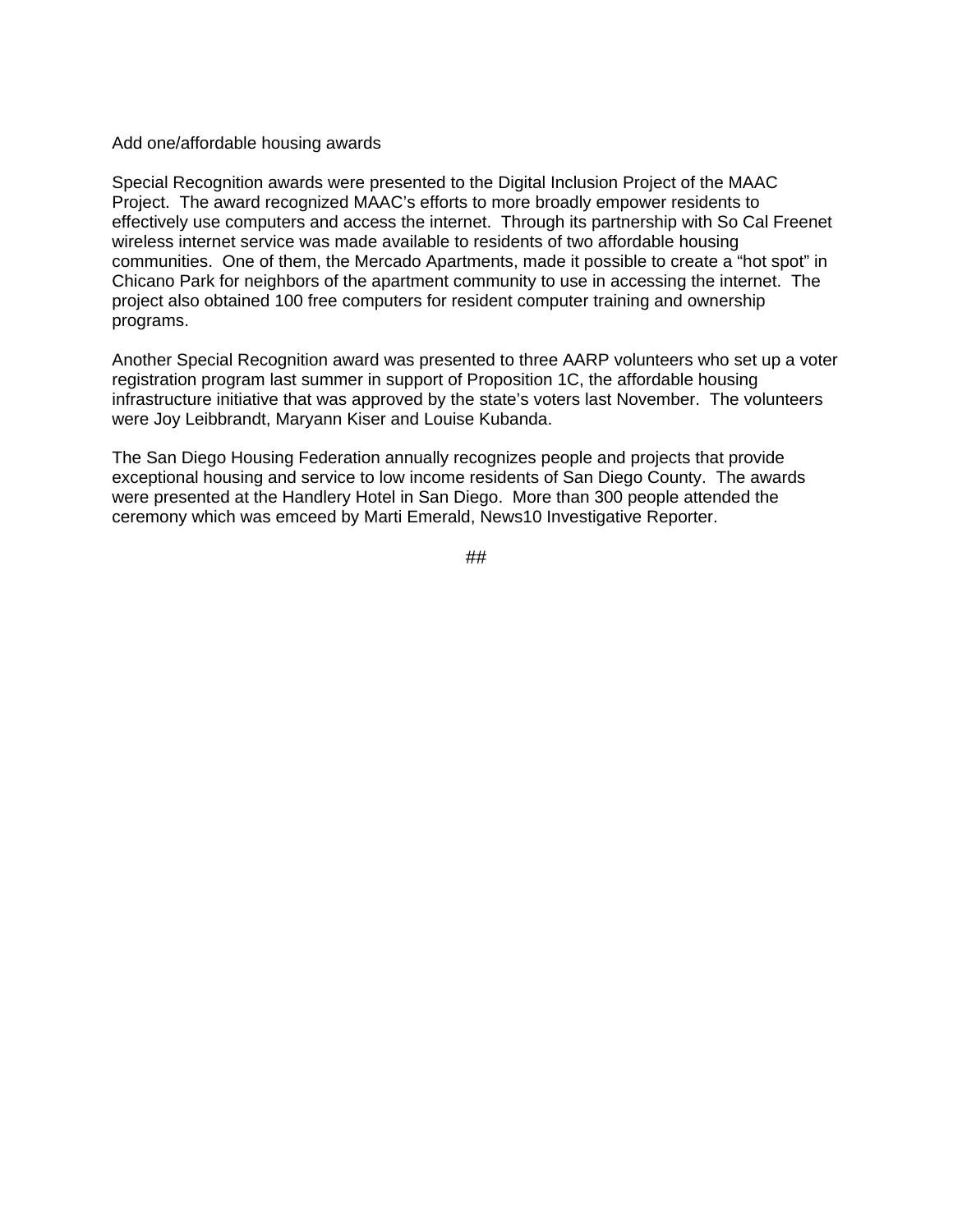Add one/affordable housing awards

Special Recognition awards were presented to the Digital Inclusion Project of the MAAC Project. The award recognized MAAC's efforts to more broadly empower residents to effectively use computers and access the internet. Through its partnership with So Cal Freenet wireless internet service was made available to residents of two affordable housing communities. One of them, the Mercado Apartments, made it possible to create a "hot spot" in Chicano Park for neighbors of the apartment community to use in accessing the internet. The project also obtained 100 free computers for resident computer training and ownership programs.

Another Special Recognition award was presented to three AARP volunteers who set up a voter registration program last summer in support of Proposition 1C, the affordable housing infrastructure initiative that was approved by the state's voters last November. The volunteers were Joy Leibbrandt, Maryann Kiser and Louise Kubanda.

The San Diego Housing Federation annually recognizes people and projects that provide exceptional housing and service to low income residents of San Diego County. The awards were presented at the Handlery Hotel in San Diego. More than 300 people attended the ceremony which was emceed by Marti Emerald, News10 Investigative Reporter.

##